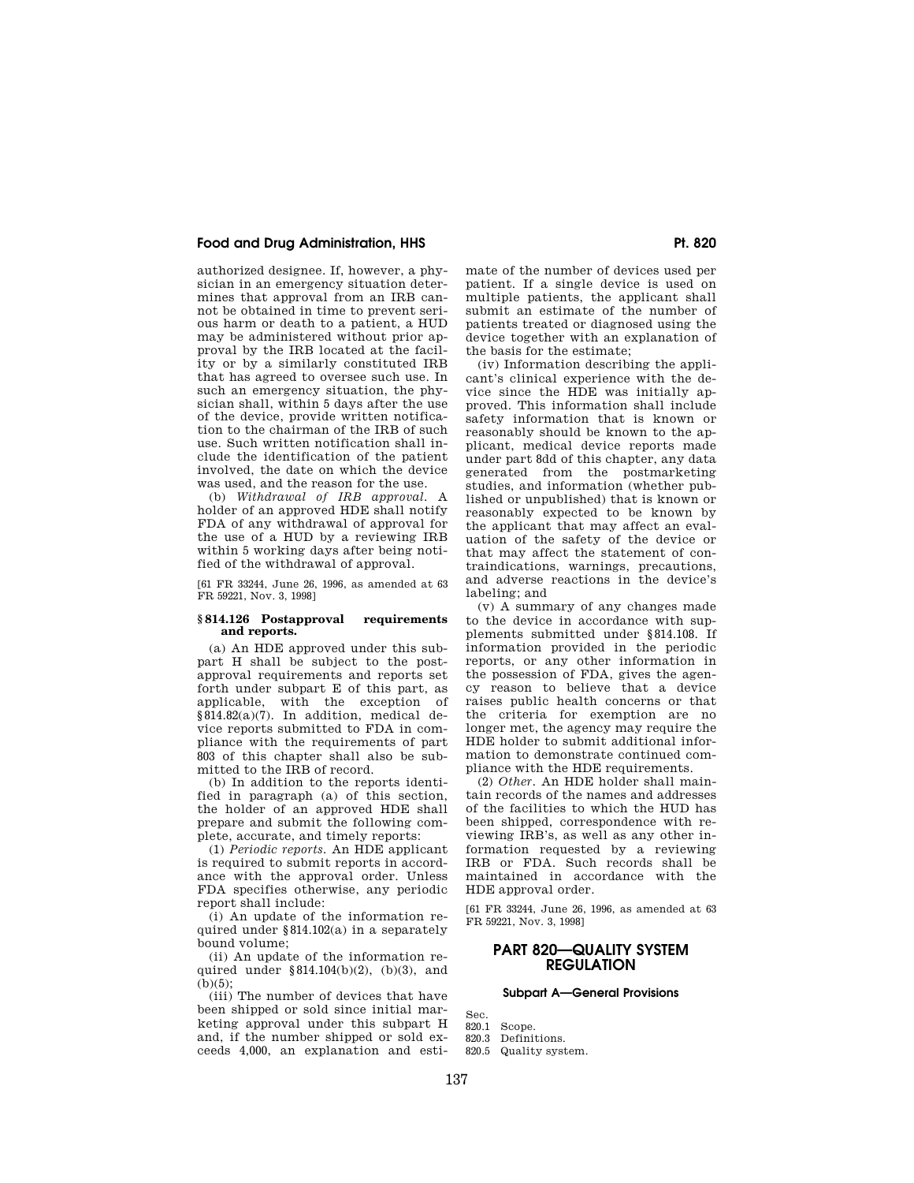authorized designee. If, however, a physician in an emergency situation determines that approval from an IRB cannot be obtained in time to prevent serious harm or death to a patient, a HUD may be administered without prior approval by the IRB located at the facility or by a similarly constituted IRB that has agreed to oversee such use. In such an emergency situation, the physician shall, within 5 days after the use of the device, provide written notification to the chairman of the IRB of such use. Such written notification shall include the identification of the patient involved, the date on which the device was used, and the reason for the use.

(b) *Withdrawal of IRB approval.* A holder of an approved HDE shall notify FDA of any withdrawal of approval for the use of a HUD by a reviewing IRB within 5 working days after being notified of the withdrawal of approval.

[61 FR 33244, June 26, 1996, as amended at 63 FR 59221, Nov. 3, 1998]

### § 814.126 Postapproval requirements and reports.

(a) An HDE approved under this subpart H shall be subject to the postapproval requirements and reports set forth under subpart E of this part, as applicable, with the exception of §814.82(a)(7). In addition, medical device reports submitted to FDA in compliance with the requirements of part 803 of this chapter shall also be submitted to the IRB of record.

(b) In addition to the reports identified in paragraph (a) of this section, the holder of an approved HDE shall prepare and submit the following complete, accurate, and timely reports:

(1) *Periodic reports.* An HDE applicant is required to submit reports in accordance with the approval order. Unless FDA specifies otherwise, any periodic report shall include:

(i) An update of the information required under §814.102(a) in a separately bound volume;

(ii) An update of the information required under §814.104(b)(2), (b)(3), and (b)(5);

(iii) The number of devices that have been shipped or sold since initial marketing approval under this subpart H and, if the number shipped or sold exceeds 4,000, an explanation and estimate of the number of devices used per patient. If a single device is used on multiple patients, the applicant shall submit an estimate of the number of patients treated or diagnosed using the device together with an explanation of the basis for the estimate;

(iv) Information describing the applicant's clinical experience with the device since the HDE was initially approved. This information shall include safety information that is known or reasonably should be known to the applicant, medical device reports made under part 8dd of this chapter, any data generated from the postmarketing studies, and information (whether published or unpublished) that is known or reasonably expected to be known by the applicant that may affect an evaluation of the safety of the device or that may affect the statement of contraindications, warnings, precautions, and adverse reactions in the device's labeling; and

(v) A summary of any changes made to the device in accordance with supplements submitted under §814.108. If information provided in the periodic reports, or any other information in the possession of FDA, gives the agency reason to believe that a device raises public health concerns or that the criteria for exemption are no longer met, the agency may require the HDE holder to submit additional information to demonstrate continued compliance with the HDE requirements.

(2) *Other.* An HDE holder shall maintain records of the names and addresses of the facilities to which the HUD has been shipped, correspondence with reviewing IRB's, as well as any other information requested by a reviewing IRB or FDA. Such records shall be maintained in accordance with the HDE approval order.

[61 FR 33244, June 26, 1996, as amended at 63 FR 59221, Nov. 3, 1998]

# PART 820—QUALITY SYSTEM REGULATION

## Subpart A—General Provisions

Sec.
820.1 Scope.
820.3 Definitions.
820.5 Quality system.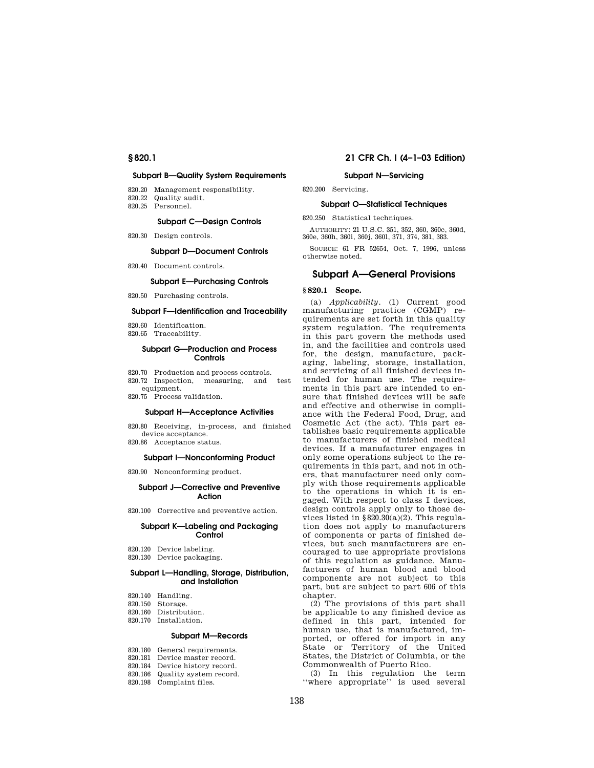## Subpart B—Quality System Requirements

820.20 Management responsibility.
820.22 Quality audit.
820.25 Personnel.

## Subpart C—Design Controls

820.30 Design controls.

## Subpart D—Document Controls

820.40 Document controls.

## Subpart E—Purchasing Controls

820.50 Purchasing controls.

## Subpart F—Identification and Traceability

820.60 Identification.
820.65 Traceability.

## Subpart G—Production and Process Controls

820.70 Production and process controls.
820.72 Inspection, measuring, and test equipment.
820.75 Process validation.

## Subpart H—Acceptance Activities

820.80 Receiving, in-process, and finished device acceptance.
820.86 Acceptance status.

## Subpart I—Nonconforming Product

820.90 Nonconforming product.

## Subpart J—Corrective and Preventive Action

820.100 Corrective and preventive action.

## Subpart K—Labeling and Packaging Control

820.120 Device labeling.
820.130 Device packaging.

## Subpart L—Handling, Storage, Distribution, and Installation

820.140 Handling.
820.150 Storage.
820.160 Distribution.
820.170 Installation.

## Subpart M—Records

820.180 General requirements.
820.181 Device master record.
820.184 Device history record.
820.186 Quality system record.
820.198 Complaint files.

## Subpart N—Servicing

820.200 Servicing.

## Subpart O—Statistical Techniques

820.250 Statistical techniques.

AUTHORITY: 21 U.S.C. 351, 352, 360, 360c, 360d, 360e, 360h, 360i, 360j, 360l, 371, 374, 381, 383.

SOURCE: 61 FR 52654, Oct. 7, 1996, unless otherwise noted.

# Subpart A—General Provisions

### § 820.1 Scope.

(a) *Applicability*. (1) Current good manufacturing practice (CGMP) requirements are set forth in this quality system regulation. The requirements in this part govern the methods used in, and the facilities and controls used for, the design, manufacture, packaging, labeling, storage, installation, and servicing of all finished devices intended for human use. The requirements in this part are intended to ensure that finished devices will be safe and effective and otherwise in compliance with the Federal Food, Drug, and Cosmetic Act (the act). This part establishes basic requirements applicable to manufacturers of finished medical devices. If a manufacturer engages in only some operations subject to the requirements in this part, and not in others, that manufacturer need only comply with those requirements applicable to the operations in which it is engaged. With respect to class I devices, design controls apply only to those devices listed in §820.30(a)(2). This regulation does not apply to manufacturers of components or parts of finished devices, but such manufacturers are encouraged to use appropriate provisions of this regulation as guidance. Manufacturers of human blood and blood components are not subject to this part, but are subject to part 606 of this chapter.

(2) The provisions of this part shall be applicable to any finished device as defined in this part, intended for human use, that is manufactured, imported, or offered for import in any State or Territory of the United States, the District of Columbia, or the Commonwealth of Puerto Rico.

(3) In this regulation the term ''where appropriate'' is used several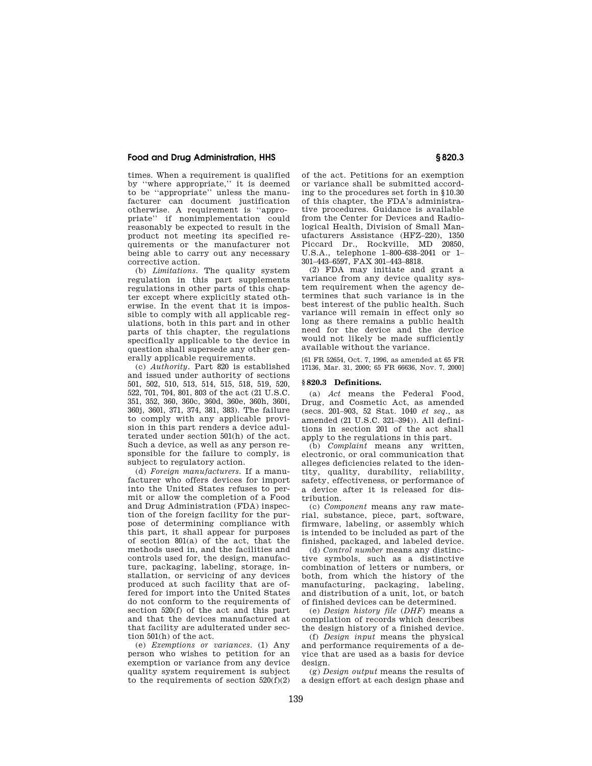times. When a requirement is qualified by ''where appropriate,'' it is deemed to be ''appropriate'' unless the manufacturer can document justification otherwise. A requirement is ''appropriate'' if nonimplementation could reasonably be expected to result in the product not meeting its specified requirements or the manufacturer not being able to carry out any necessary corrective action.

(b) *Limitations.* The quality system regulation in this part supplements regulations in other parts of this chapter except where explicitly stated otherwise. In the event that it is impossible to comply with all applicable regulations, both in this part and in other parts of this chapter, the regulations specifically applicable to the device in question shall supersede any other generally applicable requirements.

(c) *Authority.* Part 820 is established and issued under authority of sections 501, 502, 510, 513, 514, 515, 518, 519, 520, 522, 701, 704, 801, 803 of the act (21 U.S.C. 351, 352, 360, 360c, 360d, 360e, 360h, 360i, 360j, 360l, 371, 374, 381, 383). The failure to comply with any applicable provision in this part renders a device adulterated under section 501(h) of the act. Such a device, as well as any person responsible for the failure to comply, is subject to regulatory action.

(d) *Foreign manufacturers.* If a manufacturer who offers devices for import into the United States refuses to permit or allow the completion of a Food and Drug Administration (FDA) inspection of the foreign facility for the purpose of determining compliance with this part, it shall appear for purposes of section 801(a) of the act, that the methods used in, and the facilities and controls used for, the design, manufacture, packaging, labeling, storage, installation, or servicing of any devices produced at such facility that are offered for import into the United States do not conform to the requirements of section 520(f) of the act and this part and that the devices manufactured at that facility are adulterated under section 501(h) of the act.

(e) *Exemptions or variances.* (1) Any person who wishes to petition for an exemption or variance from any device quality system requirement is subject to the requirements of section 520(f)(2) of the act. Petitions for an exemption or variance shall be submitted according to the procedures set forth in §10.30 of this chapter, the FDA's administrative procedures. Guidance is available from the Center for Devices and Radiological Health, Division of Small Manufacturers Assistance (HFZ–220), 1350 Piccard Dr., Rockville, MD 20850, U.S.A., telephone 1–800–638–2041 or 1–301–443–6597, FAX 301–443–8818.

(2) FDA may initiate and grant a variance from any device quality system requirement when the agency determines that such variance is in the best interest of the public health. Such variance will remain in effect only so long as there remains a public health need for the device and the device would not likely be made sufficiently available without the variance.

[61 FR 52654, Oct. 7, 1996, as amended at 65 FR 17136, Mar. 31, 2000; 65 FR 66636, Nov. 7, 2000]

## § 820.3 Definitions.

(a) *Act* means the Federal Food, Drug, and Cosmetic Act, as amended (secs. 201–903, 52 Stat. 1040 *et seq.*, as amended (21 U.S.C. 321–394)). All definitions in section 201 of the act shall apply to the regulations in this part.

(b) *Complaint* means any written, electronic, or oral communication that alleges deficiencies related to the identity, quality, durability, reliability, safety, effectiveness, or performance of a device after it is released for distribution.

(c) *Component* means any raw material, substance, piece, part, software, firmware, labeling, or assembly which is intended to be included as part of the finished, packaged, and labeled device.

(d) *Control number* means any distinctive symbols, such as a distinctive combination of letters or numbers, or both, from which the history of the manufacturing, packaging, labeling, and distribution of a unit, lot, or batch of finished devices can be determined.

(e) *Design history file* (*DHF*) means a compilation of records which describes the design history of a finished device.

(f) *Design input* means the physical and performance requirements of a device that are used as a basis for device design.

(g) *Design output* means the results of a design effort at each design phase and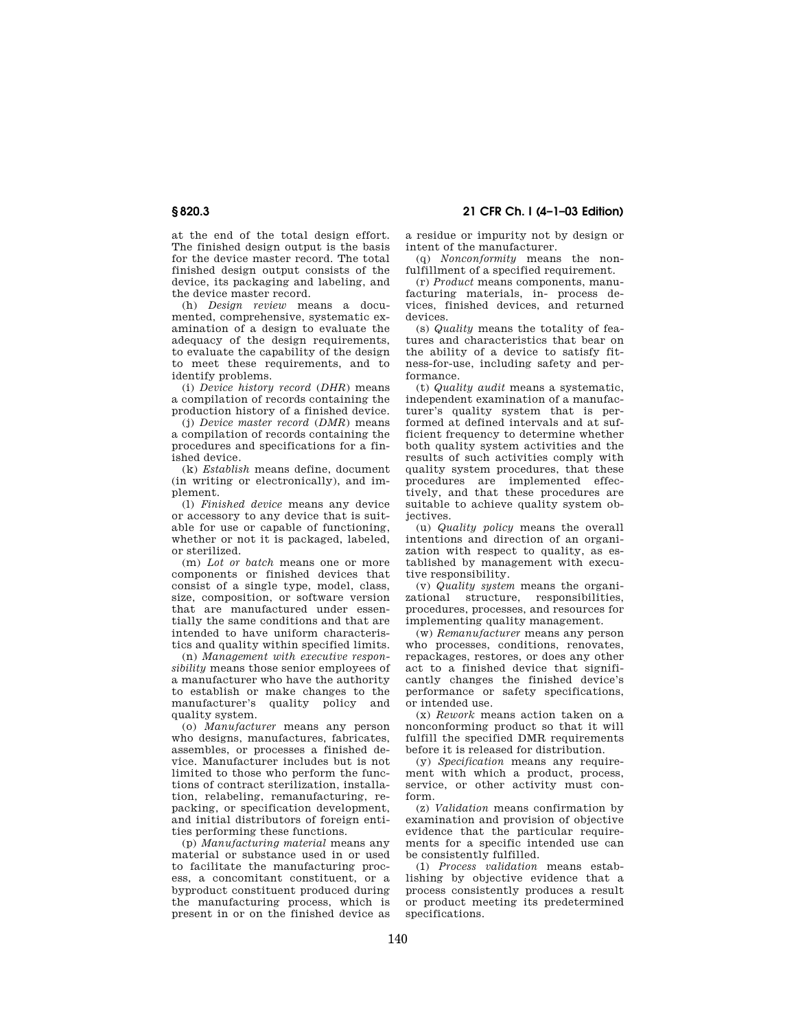at the end of the total design effort. The finished design output is the basis for the device master record. The total finished design output consists of the device, its packaging and labeling, and the device master record.

(h) *Design review* means a documented, comprehensive, systematic examination of a design to evaluate the adequacy of the design requirements, to evaluate the capability of the design to meet these requirements, and to identify problems.

(i) *Device history record* (*DHR*) means a compilation of records containing the production history of a finished device.

(j) *Device master record* (*DMR*) means a compilation of records containing the procedures and specifications for a finished device.

(k) *Establish* means define, document (in writing or electronically), and implement.

(l) *Finished device* means any device or accessory to any device that is suitable for use or capable of functioning, whether or not it is packaged, labeled, or sterilized.

(m) *Lot or batch* means one or more components or finished devices that consist of a single type, model, class, size, composition, or software version that are manufactured under essentially the same conditions and that are intended to have uniform characteristics and quality within specified limits.

(n) *Management with executive responsibility* means those senior employees of a manufacturer who have the authority to establish or make changes to the manufacturer's quality policy and quality system.

(o) *Manufacturer* means any person who designs, manufactures, fabricates, assembles, or processes a finished device. Manufacturer includes but is not limited to those who perform the functions of contract sterilization, installation, relabeling, remanufacturing, repacking, or specification development, and initial distributors of foreign entities performing these functions.

(p) *Manufacturing material* means any material or substance used in or used to facilitate the manufacturing process, a concomitant constituent, or a byproduct constituent produced during the manufacturing process, which is present in or on the finished device as a residue or impurity not by design or intent of the manufacturer.

(q) *Nonconformity* means the nonfulfillment of a specified requirement.

(r) *Product* means components, manufacturing materials, in- process devices, finished devices, and returned devices.

(s) *Quality* means the totality of features and characteristics that bear on the ability of a device to satisfy fitness-for-use, including safety and performance.

(t) *Quality audit* means a systematic, independent examination of a manufacturer's quality system that is performed at defined intervals and at sufficient frequency to determine whether both quality system activities and the results of such activities comply with quality system procedures, that these procedures are implemented effectively, and that these procedures are suitable to achieve quality system objectives.

(u) *Quality policy* means the overall intentions and direction of an organization with respect to quality, as established by management with executive responsibility.

(v) *Quality system* means the organizational structure, responsibilities, procedures, processes, and resources for implementing quality management.

(w) *Remanufacturer* means any person who processes, conditions, renovates, repackages, restores, or does any other act to a finished device that significantly changes the finished device's performance or safety specifications, or intended use.

(x) *Rework* means action taken on a nonconforming product so that it will fulfill the specified DMR requirements before it is released for distribution.

(y) *Specification* means any requirement with which a product, process, service, or other activity must conform.

(z) *Validation* means confirmation by examination and provision of objective evidence that the particular requirements for a specific intended use can be consistently fulfilled.

(1) *Process validation* means establishing by objective evidence that a process consistently produces a result or product meeting its predetermined specifications.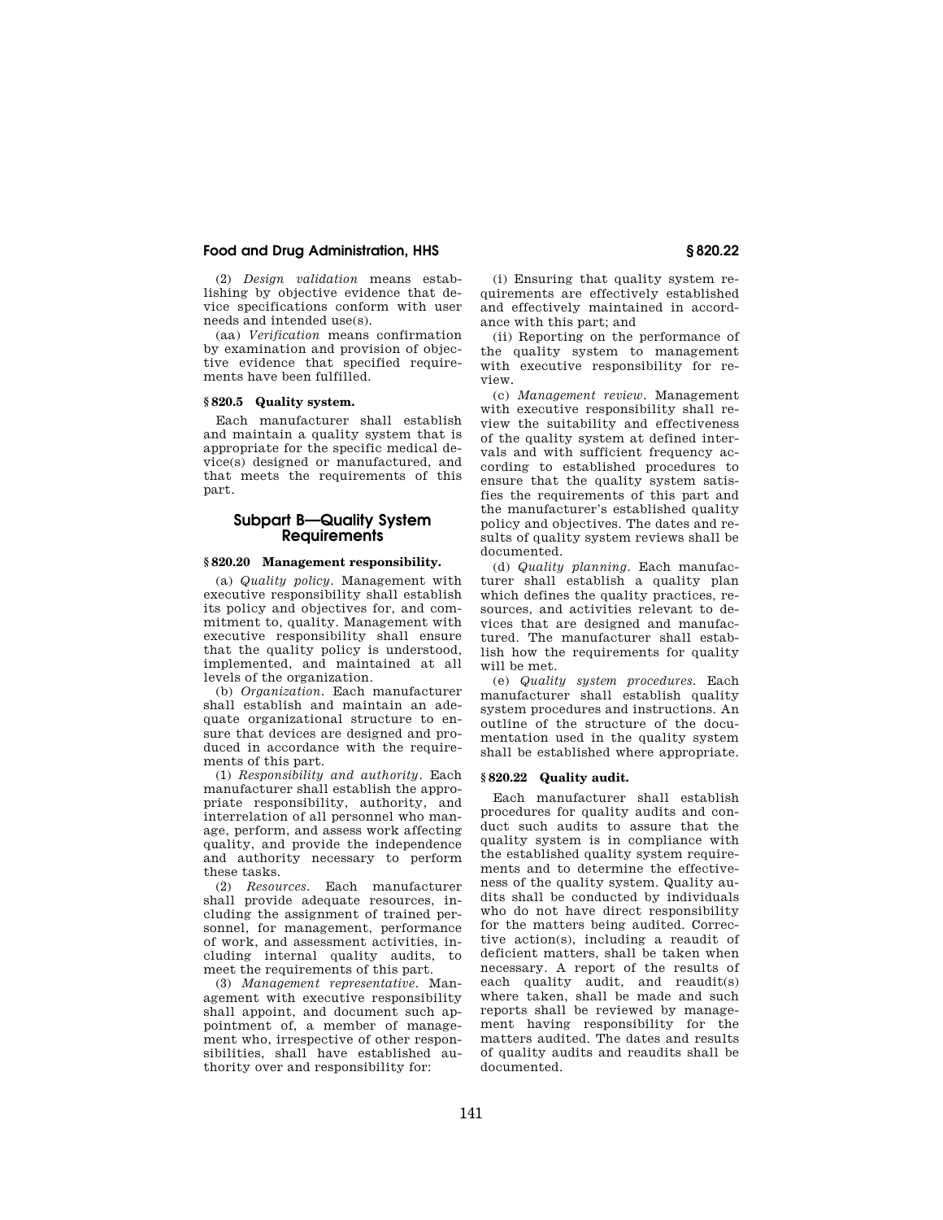(2) *Design validation* means establishing by objective evidence that device specifications conform with user needs and intended use(s).

(aa) *Verification* means confirmation by examination and provision of objective evidence that specified requirements have been fulfilled.

### § 820.5 Quality system.

Each manufacturer shall establish and maintain a quality system that is appropriate for the specific medical device(s) designed or manufactured, and that meets the requirements of this part.

## Subpart B—Quality System Requirements

### § 820.20 Management responsibility.

(a) *Quality policy.* Management with executive responsibility shall establish its policy and objectives for, and commitment to, quality. Management with executive responsibility shall ensure that the quality policy is understood, implemented, and maintained at all levels of the organization.

(b) *Organization.* Each manufacturer shall establish and maintain an adequate organizational structure to ensure that devices are designed and produced in accordance with the requirements of this part.

(1) *Responsibility and authority.* Each manufacturer shall establish the appropriate responsibility, authority, and interrelation of all personnel who manage, perform, and assess work affecting quality, and provide the independence and authority necessary to perform these tasks.

(2) *Resources.* Each manufacturer shall provide adequate resources, including the assignment of trained personnel, for management, performance of work, and assessment activities, including internal quality audits, to meet the requirements of this part.

(3) *Management representative.* Management with executive responsibility shall appoint, and document such appointment of, a member of management who, irrespective of other responsibilities, shall have established authority over and responsibility for:

(i) Ensuring that quality system requirements are effectively established and effectively maintained in accordance with this part; and

(ii) Reporting on the performance of the quality system to management with executive responsibility for review.

(c) *Management review.* Management with executive responsibility shall review the suitability and effectiveness of the quality system at defined intervals and with sufficient frequency according to established procedures to ensure that the quality system satisfies the requirements of this part and the manufacturer's established quality policy and objectives. The dates and results of quality system reviews shall be documented.

(d) *Quality planning.* Each manufacturer shall establish a quality plan which defines the quality practices, resources, and activities relevant to devices that are designed and manufactured. The manufacturer shall establish how the requirements for quality will be met.

(e) *Quality system procedures.* Each manufacturer shall establish quality system procedures and instructions. An outline of the structure of the documentation used in the quality system shall be established where appropriate.

### § 820.22 Quality audit.

Each manufacturer shall establish procedures for quality audits and conduct such audits to assure that the quality system is in compliance with the established quality system requirements and to determine the effectiveness of the quality system. Quality audits shall be conducted by individuals who do not have direct responsibility for the matters being audited. Corrective action(s), including a reaudit of deficient matters, shall be taken when necessary. A report of the results of each quality audit, and reaudit(s) where taken, shall be made and such reports shall be reviewed by management having responsibility for the matters audited. The dates and results of quality audits and reaudits shall be documented.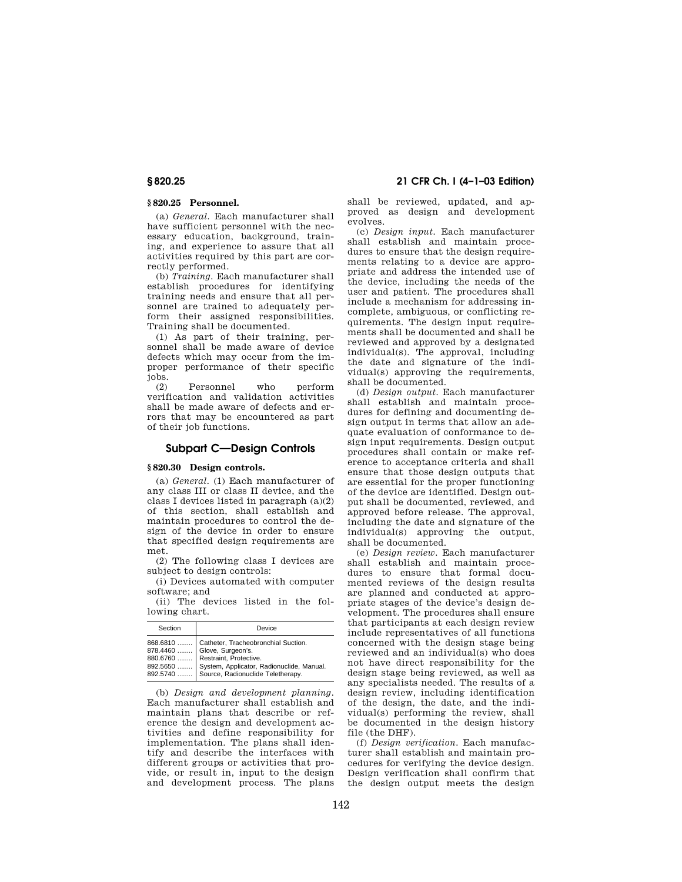### § 820.25 Personnel.

(a) *General.* Each manufacturer shall have sufficient personnel with the necessary education, background, training, and experience to assure that all activities required by this part are correctly performed.

(b) *Training.* Each manufacturer shall establish procedures for identifying training needs and ensure that all personnel are trained to adequately perform their assigned responsibilities. Training shall be documented.

(1) As part of their training, personnel shall be made aware of device defects which may occur from the improper performance of their specific jobs.

(2) Personnel who perform verification and validation activities shall be made aware of defects and errors that may be encountered as part of their job functions.

## Subpart C—Design Controls

### § 820.30 Design controls.

(a) *General.* (1) Each manufacturer of any class III or class II device, and the class I devices listed in paragraph (a)(2) of this section, shall establish and maintain procedures to control the design of the device in order to ensure that specified design requirements are met.

(2) The following class I devices are subject to design controls:

(i) Devices automated with computer software; and

(ii) The devices listed in the following chart.

| Section | Device |
| --- | --- |
| 868.6810 ........ | Catheter, Tracheobronchial Suction. |
| 878.4460 ........ | Glove, Surgeon's. |
| 880.6760 ........ | Restraint, Protective. |
| 892.5650 ........ | System, Applicator, Radionuclide, Manual. |
| 892.5740 ........ | Source, Radionuclide Teletherapy. |

(b) *Design and development planning.* Each manufacturer shall establish and maintain plans that describe or reference the design and development activities and define responsibility for implementation. The plans shall identify and describe the interfaces with different groups or activities that provide, or result in, input to the design and development process. The plans shall be reviewed, updated, and approved as design and development evolves.

(c) *Design input.* Each manufacturer shall establish and maintain procedures to ensure that the design requirements relating to a device are appropriate and address the intended use of the device, including the needs of the user and patient. The procedures shall include a mechanism for addressing incomplete, ambiguous, or conflicting requirements. The design input requirements shall be documented and shall be reviewed and approved by a designated individual(s). The approval, including the date and signature of the individual(s) approving the requirements, shall be documented.

(d) *Design output.* Each manufacturer shall establish and maintain procedures for defining and documenting design output in terms that allow an adequate evaluation of conformance to design input requirements. Design output procedures shall contain or make reference to acceptance criteria and shall ensure that those design outputs that are essential for the proper functioning of the device are identified. Design output shall be documented, reviewed, and approved before release. The approval, including the date and signature of the individual(s) approving the output, shall be documented.

(e) *Design review.* Each manufacturer shall establish and maintain procedures to ensure that formal documented reviews of the design results are planned and conducted at appropriate stages of the device's design development. The procedures shall ensure that participants at each design review include representatives of all functions concerned with the design stage being reviewed and an individual(s) who does not have direct responsibility for the design stage being reviewed, as well as any specialists needed. The results of a design review, including identification of the design, the date, and the individual(s) performing the review, shall be documented in the design history file (the DHF).

(f) *Design verification.* Each manufacturer shall establish and maintain procedures for verifying the device design. Design verification shall confirm that the design output meets the design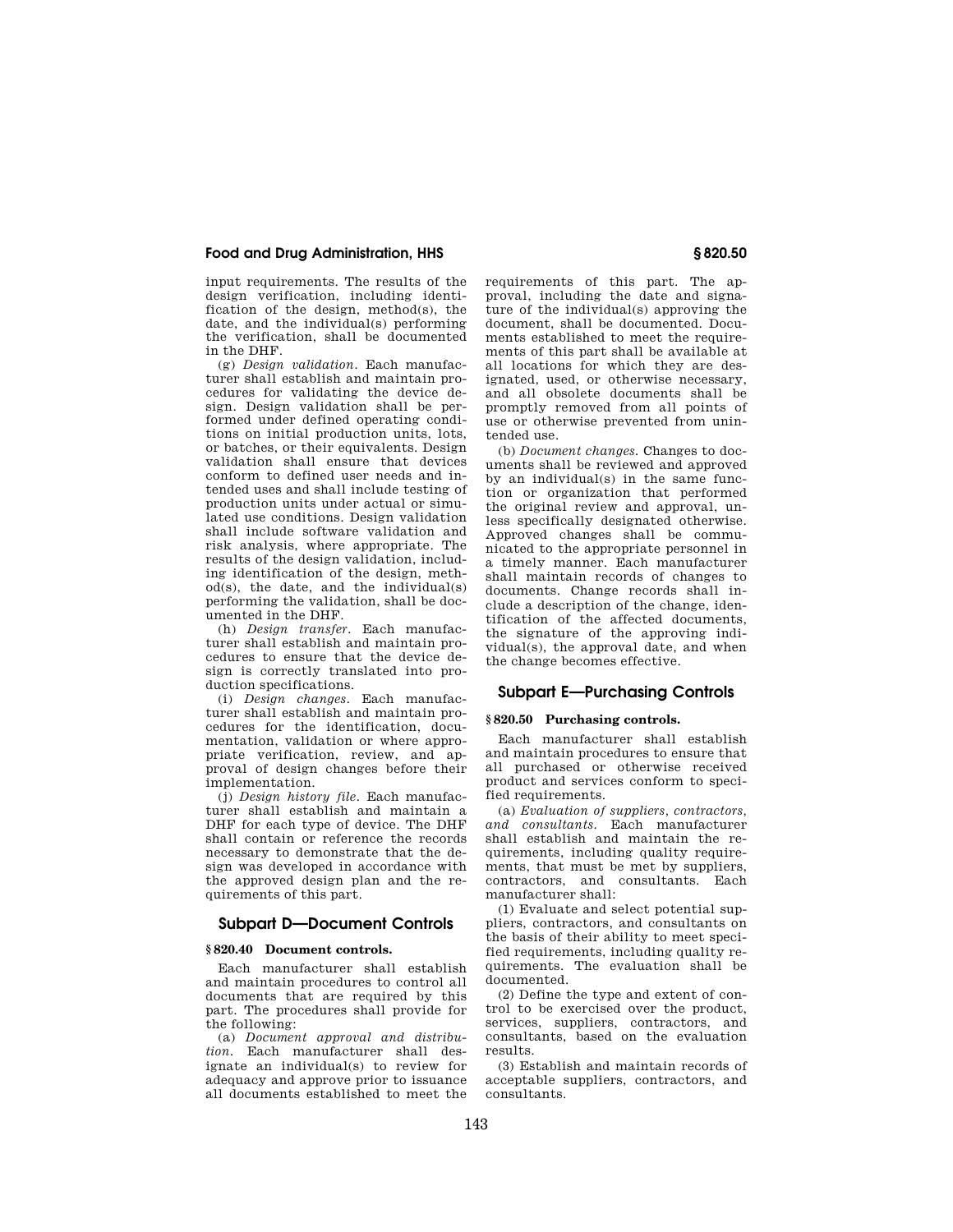input requirements. The results of the design verification, including identification of the design, method(s), the date, and the individual(s) performing the verification, shall be documented in the DHF.

(g) *Design validation.* Each manufacturer shall establish and maintain procedures for validating the device design. Design validation shall be performed under defined operating conditions on initial production units, lots, or batches, or their equivalents. Design validation shall ensure that devices conform to defined user needs and intended uses and shall include testing of production units under actual or simulated use conditions. Design validation shall include software validation and risk analysis, where appropriate. The results of the design validation, including identification of the design, method(s), the date, and the individual(s) performing the validation, shall be documented in the DHF.

(h) *Design transfer.* Each manufacturer shall establish and maintain procedures to ensure that the device design is correctly translated into production specifications.

(i) *Design changes.* Each manufacturer shall establish and maintain procedures for the identification, documentation, validation or where appropriate verification, review, and approval of design changes before their implementation.

(j) *Design history file.* Each manufacturer shall establish and maintain a DHF for each type of device. The DHF shall contain or reference the records necessary to demonstrate that the design was developed in accordance with the approved design plan and the requirements of this part.

## Subpart D—Document Controls

### § 820.40 Document controls.

Each manufacturer shall establish and maintain procedures to control all documents that are required by this part. The procedures shall provide for the following:

(a) *Document approval and distribution.* Each manufacturer shall designate an individual(s) to review for adequacy and approve prior to issuance all documents established to meet the requirements of this part. The approval, including the date and signature of the individual(s) approving the document, shall be documented. Documents established to meet the requirements of this part shall be available at all locations for which they are designated, used, or otherwise necessary, and all obsolete documents shall be promptly removed from all points of use or otherwise prevented from unintended use.

(b) *Document changes.* Changes to documents shall be reviewed and approved by an individual(s) in the same function or organization that performed the original review and approval, unless specifically designated otherwise. Approved changes shall be communicated to the appropriate personnel in a timely manner. Each manufacturer shall maintain records of changes to documents. Change records shall include a description of the change, identification of the affected documents, the signature of the approving individual(s), the approval date, and when the change becomes effective.

## Subpart E—Purchasing Controls

### § 820.50 Purchasing controls.

Each manufacturer shall establish and maintain procedures to ensure that all purchased or otherwise received product and services conform to specified requirements.

(a) *Evaluation of suppliers, contractors, and consultants.* Each manufacturer shall establish and maintain the requirements, including quality requirements, that must be met by suppliers, contractors, and consultants. Each manufacturer shall:

(1) Evaluate and select potential suppliers, contractors, and consultants on the basis of their ability to meet specified requirements, including quality requirements. The evaluation shall be documented.

(2) Define the type and extent of control to be exercised over the product, services, suppliers, contractors, and consultants, based on the evaluation results.

(3) Establish and maintain records of acceptable suppliers, contractors, and consultants.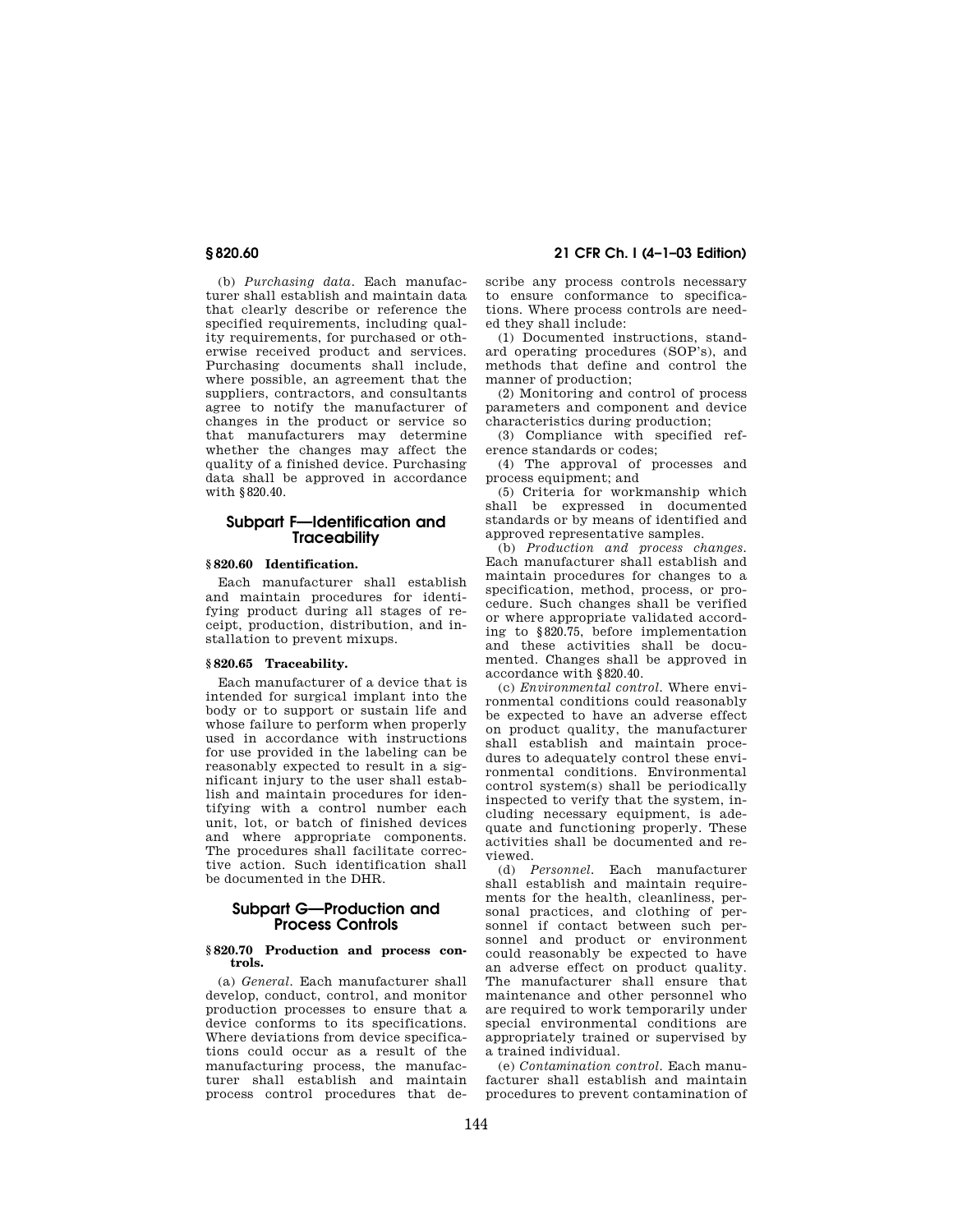(b) *Purchasing data.* Each manufacturer shall establish and maintain data that clearly describe or reference the specified requirements, including quality requirements, for purchased or otherwise received product and services. Purchasing documents shall include, where possible, an agreement that the suppliers, contractors, and consultants agree to notify the manufacturer of changes in the product or service so that manufacturers may determine whether the changes may affect the quality of a finished device. Purchasing data shall be approved in accordance with §820.40.

## Subpart F—Identification and Traceability

### §820.60 Identification.

Each manufacturer shall establish and maintain procedures for identifying product during all stages of receipt, production, distribution, and installation to prevent mixups.

### §820.65 Traceability.

Each manufacturer of a device that is intended for surgical implant into the body or to support or sustain life and whose failure to perform when properly used in accordance with instructions for use provided in the labeling can be reasonably expected to result in a significant injury to the user shall establish and maintain procedures for identifying with a control number each unit, lot, or batch of finished devices and where appropriate components. The procedures shall facilitate corrective action. Such identification shall be documented in the DHR.

## Subpart G—Production and Process Controls

### §820.70 Production and process controls.

(a) *General.* Each manufacturer shall develop, conduct, control, and monitor production processes to ensure that a device conforms to its specifications. Where deviations from device specifications could occur as a result of the manufacturing process, the manufacturer shall establish and maintain process control procedures that describe any process controls necessary to ensure conformance to specifications. Where process controls are needed they shall include:

(1) Documented instructions, standard operating procedures (SOP's), and methods that define and control the manner of production;

(2) Monitoring and control of process parameters and component and device characteristics during production;

(3) Compliance with specified reference standards or codes;

(4) The approval of processes and process equipment; and

(5) Criteria for workmanship which shall be expressed in documented standards or by means of identified and approved representative samples.

(b) *Production and process changes.* Each manufacturer shall establish and maintain procedures for changes to a specification, method, process, or procedure. Such changes shall be verified or where appropriate validated according to §820.75, before implementation and these activities shall be documented. Changes shall be approved in accordance with §820.40.

(c) *Environmental control.* Where environmental conditions could reasonably be expected to have an adverse effect on product quality, the manufacturer shall establish and maintain procedures to adequately control these environmental conditions. Environmental control system(s) shall be periodically inspected to verify that the system, including necessary equipment, is adequate and functioning properly. These activities shall be documented and reviewed.

(d) *Personnel.* Each manufacturer shall establish and maintain requirements for the health, cleanliness, personal practices, and clothing of personnel if contact between such personnel and product or environment could reasonably be expected to have an adverse effect on product quality. The manufacturer shall ensure that maintenance and other personnel who are required to work temporarily under special environmental conditions are appropriately trained or supervised by a trained individual.

(e) *Contamination control.* Each manufacturer shall establish and maintain procedures to prevent contamination of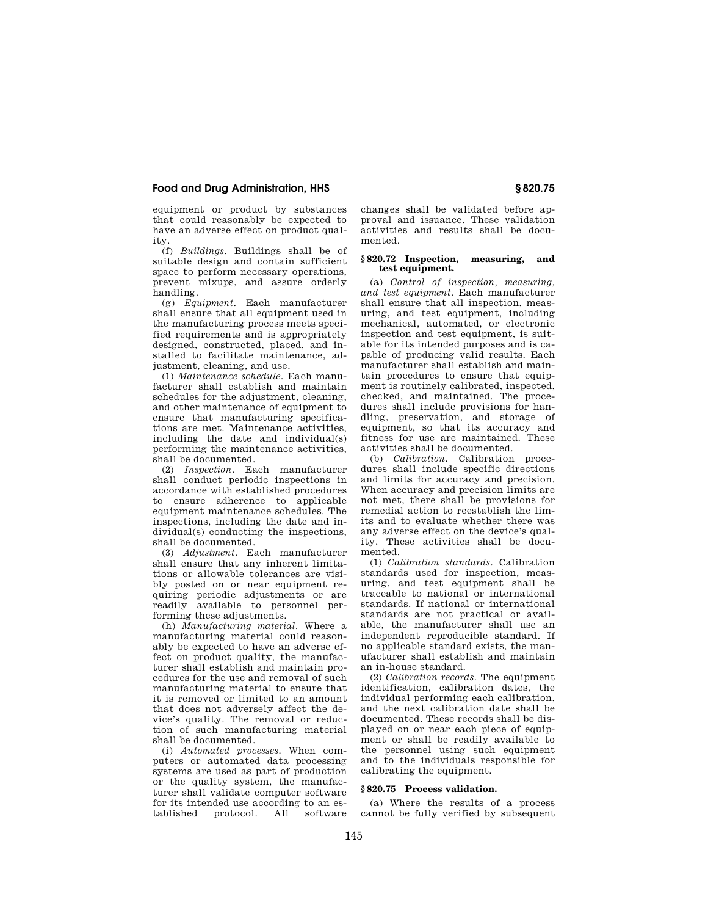equipment or product by substances that could reasonably be expected to have an adverse effect on product quality.

(f) *Buildings*. Buildings shall be of suitable design and contain sufficient space to perform necessary operations, prevent mixups, and assure orderly handling.

(g) *Equipment*. Each manufacturer shall ensure that all equipment used in the manufacturing process meets specified requirements and is appropriately designed, constructed, placed, and installed to facilitate maintenance, adjustment, cleaning, and use.

(1) *Maintenance schedule*. Each manufacturer shall establish and maintain schedules for the adjustment, cleaning, and other maintenance of equipment to ensure that manufacturing specifications are met. Maintenance activities, including the date and individual(s) performing the maintenance activities, shall be documented.

(2) *Inspection*. Each manufacturer shall conduct periodic inspections in accordance with established procedures to ensure adherence to applicable equipment maintenance schedules. The inspections, including the date and individual(s) conducting the inspections, shall be documented.

(3) *Adjustment*. Each manufacturer shall ensure that any inherent limitations or allowable tolerances are visibly posted on or near equipment requiring periodic adjustments or are readily available to personnel performing these adjustments.

(h) *Manufacturing material*. Where a manufacturing material could reasonably be expected to have an adverse effect on product quality, the manufacturer shall establish and maintain procedures for the use and removal of such manufacturing material to ensure that it is removed or limited to an amount that does not adversely affect the device's quality. The removal or reduction of such manufacturing material shall be documented.

(i) *Automated processes*. When computers or automated data processing systems are used as part of production or the quality system, the manufacturer shall validate computer software for its intended use according to an established protocol. All software changes shall be validated before approval and issuance. These validation activities and results shall be documented.

### § 820.72 Inspection, measuring, and test equipment.

(a) *Control of inspection, measuring, and test equipment*. Each manufacturer shall ensure that all inspection, measuring, and test equipment, including mechanical, automated, or electronic inspection and test equipment, is suitable for its intended purposes and is capable of producing valid results. Each manufacturer shall establish and maintain procedures to ensure that equipment is routinely calibrated, inspected, checked, and maintained. The procedures shall include provisions for handling, preservation, and storage of equipment, so that its accuracy and fitness for use are maintained. These activities shall be documented.

(b) *Calibration*. Calibration procedures shall include specific directions and limits for accuracy and precision. When accuracy and precision limits are not met, there shall be provisions for remedial action to reestablish the limits and to evaluate whether there was any adverse effect on the device's quality. These activities shall be documented.

(1) *Calibration standards*. Calibration standards used for inspection, measuring, and test equipment shall be traceable to national or international standards. If national or international standards are not practical or available, the manufacturer shall use an independent reproducible standard. If no applicable standard exists, the manufacturer shall establish and maintain an in-house standard.

(2) *Calibration records*. The equipment identification, calibration dates, the individual performing each calibration, and the next calibration date shall be documented. These records shall be displayed on or near each piece of equipment or shall be readily available to the personnel using such equipment and to the individuals responsible for calibrating the equipment.

### § 820.75 Process validation.

(a) Where the results of a process cannot be fully verified by subsequent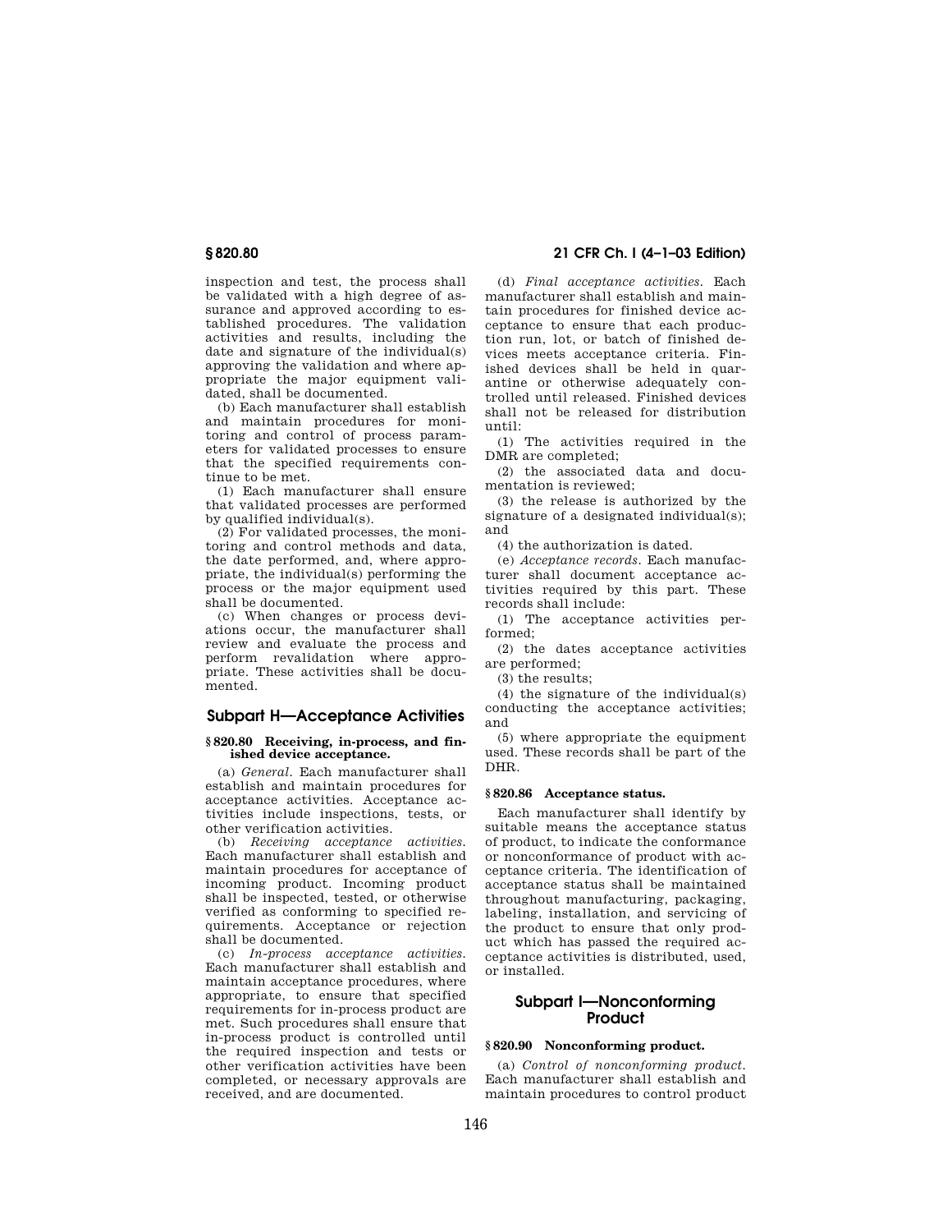inspection and test, the process shall be validated with a high degree of assurance and approved according to established procedures. The validation activities and results, including the date and signature of the individual(s) approving the validation and where appropriate the major equipment validated, shall be documented.

(b) Each manufacturer shall establish and maintain procedures for monitoring and control of process parameters for validated processes to ensure that the specified requirements continue to be met.

(1) Each manufacturer shall ensure that validated processes are performed by qualified individual(s).

(2) For validated processes, the monitoring and control methods and data, the date performed, and, where appropriate, the individual(s) performing the process or the major equipment used shall be documented.

(c) When changes or process deviations occur, the manufacturer shall review and evaluate the process and perform revalidation where appropriate. These activities shall be documented.

## Subpart H—Acceptance Activities

### § 820.80 Receiving, in-process, and finished device acceptance.

(a) *General.* Each manufacturer shall establish and maintain procedures for acceptance activities. Acceptance activities include inspections, tests, or other verification activities.

(b) *Receiving acceptance activities.* Each manufacturer shall establish and maintain procedures for acceptance of incoming product. Incoming product shall be inspected, tested, or otherwise verified as conforming to specified requirements. Acceptance or rejection shall be documented.

(c) *In-process acceptance activities.* Each manufacturer shall establish and maintain acceptance procedures, where appropriate, to ensure that specified requirements for in-process product are met. Such procedures shall ensure that in-process product is controlled until the required inspection and tests or other verification activities have been completed, or necessary approvals are received, and are documented.

(d) *Final acceptance activities.* Each manufacturer shall establish and maintain procedures for finished device acceptance to ensure that each production run, lot, or batch of finished devices meets acceptance criteria. Finished devices shall be held in quarantine or otherwise adequately controlled until released. Finished devices shall not be released for distribution until:

(1) The activities required in the DMR are completed;

(2) the associated data and documentation is reviewed;

(3) the release is authorized by the signature of a designated individual(s); and

(4) the authorization is dated.

(e) *Acceptance records.* Each manufacturer shall document acceptance activities required by this part. These records shall include:

(1) The acceptance activities performed;

(2) the dates acceptance activities are performed;

(3) the results;

(4) the signature of the individual(s) conducting the acceptance activities; and

(5) where appropriate the equipment used. These records shall be part of the DHR.

### § 820.86 Acceptance status.

Each manufacturer shall identify by suitable means the acceptance status of product, to indicate the conformance or nonconformance of product with acceptance criteria. The identification of acceptance status shall be maintained throughout manufacturing, packaging, labeling, installation, and servicing of the product to ensure that only product which has passed the required acceptance activities is distributed, used, or installed.

## Subpart I—Nonconforming Product

### § 820.90 Nonconforming product.

(a) *Control of nonconforming product.* Each manufacturer shall establish and maintain procedures to control product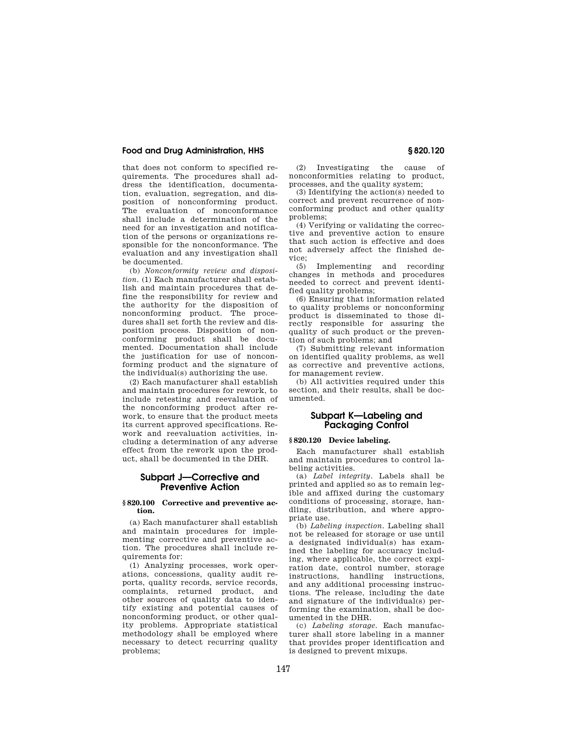that does not conform to specified requirements. The procedures shall address the identification, documentation, evaluation, segregation, and disposition of nonconforming product. The evaluation of nonconformance shall include a determination of the need for an investigation and notification of the persons or organizations responsible for the nonconformance. The evaluation and any investigation shall be documented.

(b) *Nonconformity review and disposition.* (1) Each manufacturer shall establish and maintain procedures that define the responsibility for review and the authority for the disposition of nonconforming product. The procedures shall set forth the review and disposition process. Disposition of nonconforming product shall be documented. Documentation shall include the justification for use of nonconforming product and the signature of the individual(s) authorizing the use.

(2) Each manufacturer shall establish and maintain procedures for rework, to include retesting and reevaluation of the nonconforming product after rework, to ensure that the product meets its current approved specifications. Rework and reevaluation activities, including a determination of any adverse effect from the rework upon the product, shall be documented in the DHR.

## Subpart J—Corrective and Preventive Action

### § 820.100 Corrective and preventive action.

(a) Each manufacturer shall establish and maintain procedures for implementing corrective and preventive action. The procedures shall include requirements for:

(1) Analyzing processes, work operations, concessions, quality audit reports, quality records, service records, complaints, returned product, and other sources of quality data to identify existing and potential causes of nonconforming product, or other quality problems. Appropriate statistical methodology shall be employed where necessary to detect recurring quality problems;

(2) Investigating the cause of nonconformities relating to product, processes, and the quality system;

(3) Identifying the action(s) needed to correct and prevent recurrence of nonconforming product and other quality problems;

(4) Verifying or validating the corrective and preventive action to ensure that such action is effective and does not adversely affect the finished device;

(5) Implementing and recording changes in methods and procedures needed to correct and prevent identified quality problems;

(6) Ensuring that information related to quality problems or nonconforming product is disseminated to those directly responsible for assuring the quality of such product or the prevention of such problems; and

(7) Submitting relevant information on identified quality problems, as well as corrective and preventive actions, for management review.

(b) All activities required under this section, and their results, shall be documented.

## Subpart K—Labeling and Packaging Control

### § 820.120 Device labeling.

Each manufacturer shall establish and maintain procedures to control labeling activities.

(a) *Label integrity.* Labels shall be printed and applied so as to remain legible and affixed during the customary conditions of processing, storage, handling, distribution, and where appropriate use.

(b) *Labeling inspection.* Labeling shall not be released for storage or use until a designated individual(s) has examined the labeling for accuracy including, where applicable, the correct expiration date, control number, storage instructions, handling instructions, and any additional processing instructions. The release, including the date and signature of the individual(s) performing the examination, shall be documented in the DHR.

(c) *Labeling storage.* Each manufacturer shall store labeling in a manner that provides proper identification and is designed to prevent mixups.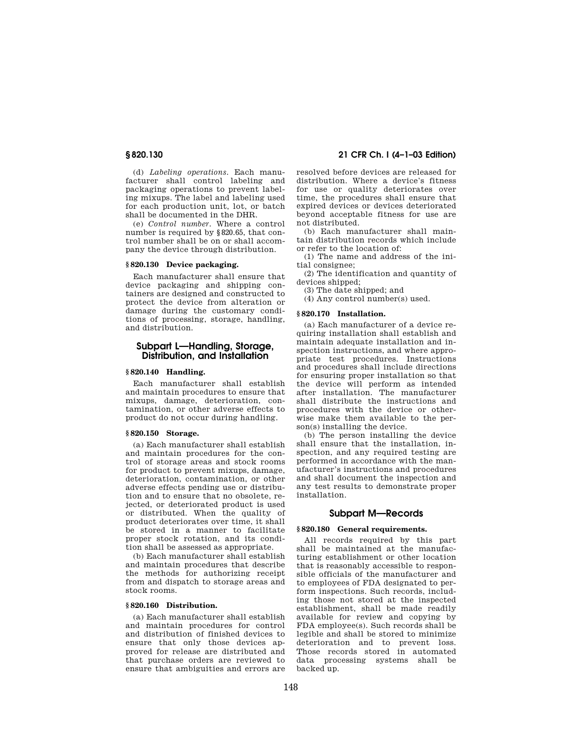(d) *Labeling operations.* Each manufacturer shall control labeling and packaging operations to prevent labeling mixups. The label and labeling used for each production unit, lot, or batch shall be documented in the DHR.

(e) *Control number.* Where a control number is required by §820.65, that control number shall be on or shall accompany the device through distribution.

### §820.130 Device packaging.

Each manufacturer shall ensure that device packaging and shipping containers are designed and constructed to protect the device from alteration or damage during the customary conditions of processing, storage, handling, and distribution.

## Subpart L—Handling, Storage, Distribution, and Installation

### §820.140 Handling.

Each manufacturer shall establish and maintain procedures to ensure that mixups, damage, deterioration, contamination, or other adverse effects to product do not occur during handling.

### §820.150 Storage.

(a) Each manufacturer shall establish and maintain procedures for the control of storage areas and stock rooms for product to prevent mixups, damage, deterioration, contamination, or other adverse effects pending use or distribution and to ensure that no obsolete, rejected, or deteriorated product is used or distributed. When the quality of product deteriorates over time, it shall be stored in a manner to facilitate proper stock rotation, and its condition shall be assessed as appropriate.

(b) Each manufacturer shall establish and maintain procedures that describe the methods for authorizing receipt from and dispatch to storage areas and stock rooms.

### §820.160 Distribution.

(a) Each manufacturer shall establish and maintain procedures for control and distribution of finished devices to ensure that only those devices approved for release are distributed and that purchase orders are reviewed to ensure that ambiguities and errors are resolved before devices are released for distribution. Where a device's fitness for use or quality deteriorates over time, the procedures shall ensure that expired devices or devices deteriorated beyond acceptable fitness for use are not distributed.

(b) Each manufacturer shall maintain distribution records which include or refer to the location of:

(1) The name and address of the initial consignee;

(2) The identification and quantity of devices shipped;

(3) The date shipped; and

(4) Any control number(s) used.

### §820.170 Installation.

(a) Each manufacturer of a device requiring installation shall establish and maintain adequate installation and inspection instructions, and where appropriate test procedures. Instructions and procedures shall include directions for ensuring proper installation so that the device will perform as intended after installation. The manufacturer shall distribute the instructions and procedures with the device or otherwise make them available to the person(s) installing the device.

(b) The person installing the device shall ensure that the installation, inspection, and any required testing are performed in accordance with the manufacturer's instructions and procedures and shall document the inspection and any test results to demonstrate proper installation.

## Subpart M—Records

### §820.180 General requirements.

All records required by this part shall be maintained at the manufacturing establishment or other location that is reasonably accessible to responsible officials of the manufacturer and to employees of FDA designated to perform inspections. Such records, including those not stored at the inspected establishment, shall be made readily available for review and copying by FDA employee(s). Such records shall be legible and shall be stored to minimize deterioration and to prevent loss. Those records stored in automated data processing systems shall be backed up.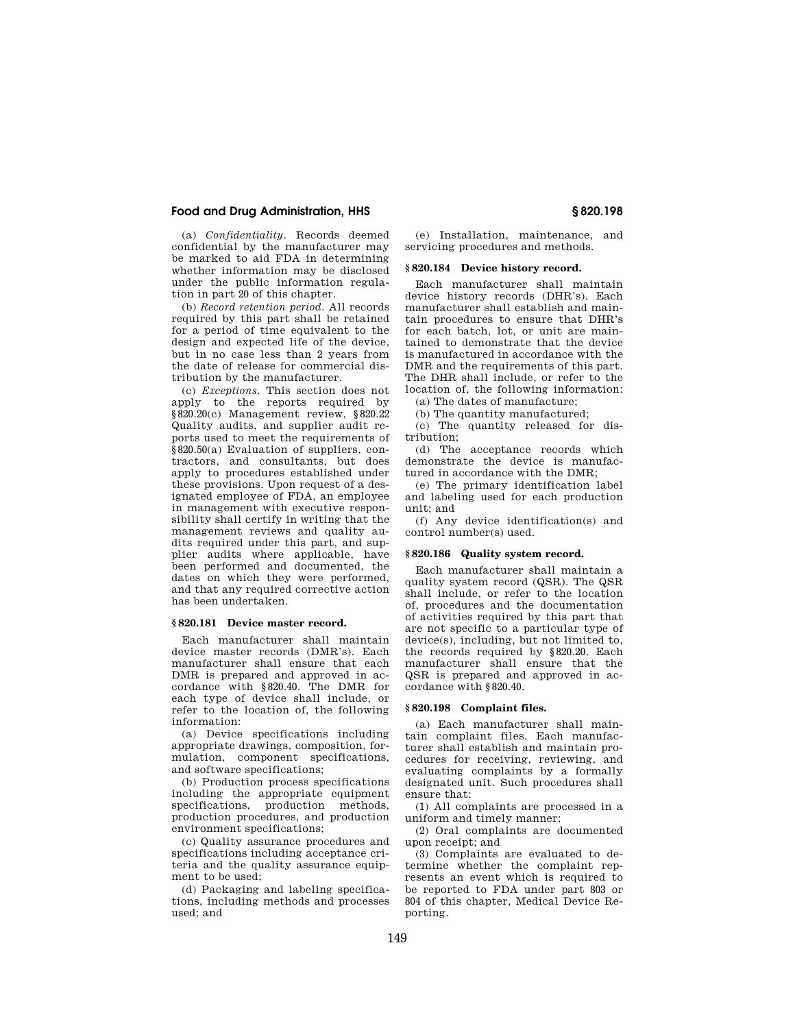(a) *Confidentiality*. Records deemed confidential by the manufacturer may be marked to aid FDA in determining whether information may be disclosed under the public information regulation in part 20 of this chapter.

(b) *Record retention period*. All records required by this part shall be retained for a period of time equivalent to the design and expected life of the device, but in no case less than 2 years from the date of release for commercial distribution by the manufacturer.

(c) *Exceptions*. This section does not apply to the reports required by §820.20(c) Management review, §820.22 Quality audits, and supplier audit reports used to meet the requirements of §820.50(a) Evaluation of suppliers, contractors, and consultants, but does apply to procedures established under these provisions. Upon request of a designated employee of FDA, an employee in management with executive responsibility shall certify in writing that the management reviews and quality audits required under this part, and supplier audits where applicable, have been performed and documented, the dates on which they were performed, and that any required corrective action has been undertaken.

### § 820.181 Device master record.

Each manufacturer shall maintain device master records (DMR's). Each manufacturer shall ensure that each DMR is prepared and approved in accordance with §820.40. The DMR for each type of device shall include, or refer to the location of, the following information:

(a) Device specifications including appropriate drawings, composition, formulation, component specifications, and software specifications;

(b) Production process specifications including the appropriate equipment specifications, production methods, production procedures, and production environment specifications;

(c) Quality assurance procedures and specifications including acceptance criteria and the quality assurance equipment to be used;

(d) Packaging and labeling specifications, including methods and processes used; and

(e) Installation, maintenance, and servicing procedures and methods.

### § 820.184 Device history record.

Each manufacturer shall maintain device history records (DHR's). Each manufacturer shall establish and maintain procedures to ensure that DHR's for each batch, lot, or unit are maintained to demonstrate that the device is manufactured in accordance with the DMR and the requirements of this part. The DHR shall include, or refer to the location of, the following information:

(a) The dates of manufacture;

(b) The quantity manufactured;

(c) The quantity released for distribution;

(d) The acceptance records which demonstrate the device is manufactured in accordance with the DMR;

(e) The primary identification label and labeling used for each production unit; and

(f) Any device identification(s) and control number(s) used.

### § 820.186 Quality system record.

Each manufacturer shall maintain a quality system record (QSR). The QSR shall include, or refer to the location of, procedures and the documentation of activities required by this part that are not specific to a particular type of device(s), including, but not limited to, the records required by §820.20. Each manufacturer shall ensure that the QSR is prepared and approved in accordance with §820.40.

### § 820.198 Complaint files.

(a) Each manufacturer shall maintain complaint files. Each manufacturer shall establish and maintain procedures for receiving, reviewing, and evaluating complaints by a formally designated unit. Such procedures shall ensure that:

(1) All complaints are processed in a uniform and timely manner;

(2) Oral complaints are documented upon receipt; and

(3) Complaints are evaluated to determine whether the complaint represents an event which is required to be reported to FDA under part 803 or 804 of this chapter, Medical Device Reporting.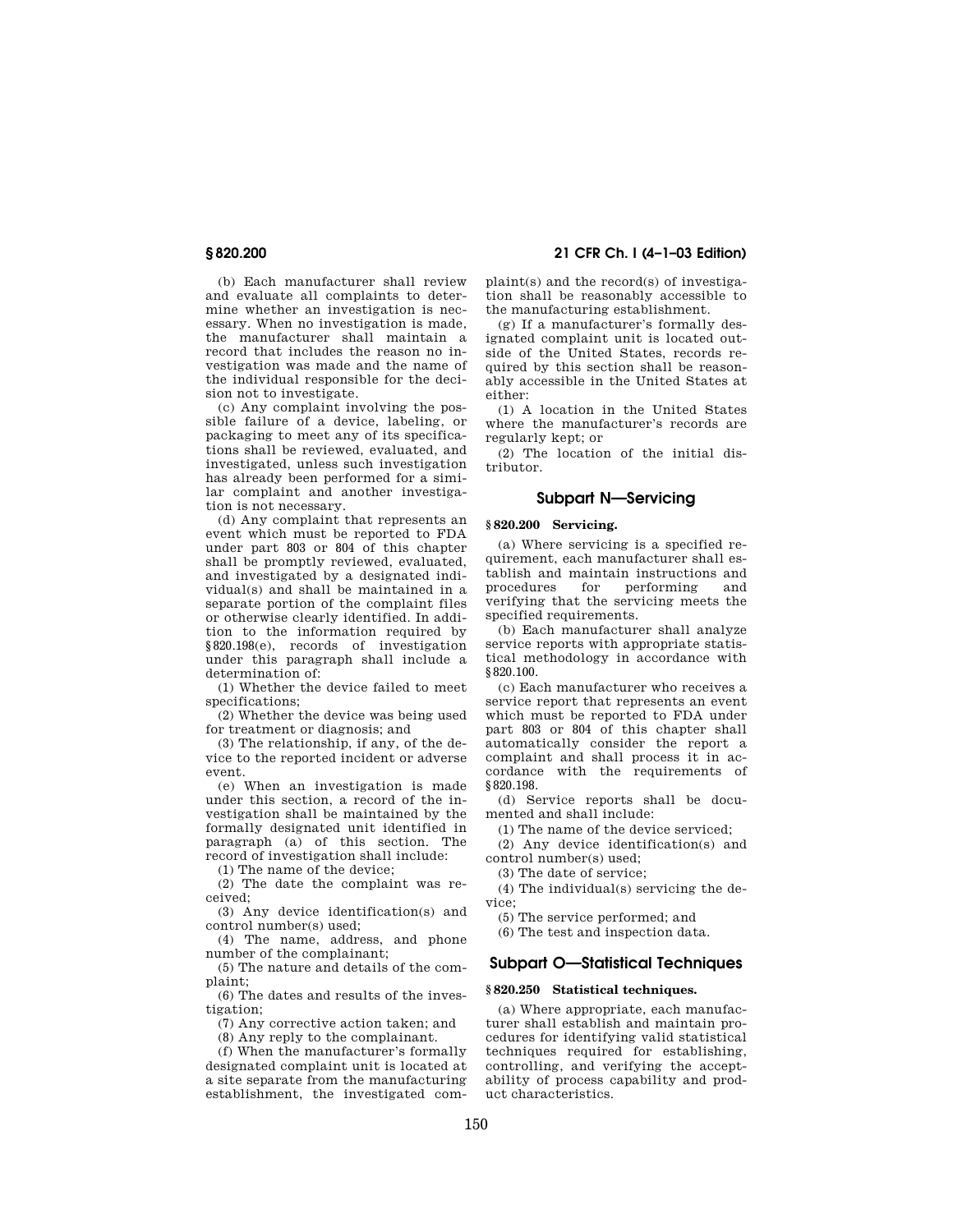(b) Each manufacturer shall review and evaluate all complaints to determine whether an investigation is necessary. When no investigation is made, the manufacturer shall maintain a record that includes the reason no investigation was made and the name of the individual responsible for the decision not to investigate.

(c) Any complaint involving the possible failure of a device, labeling, or packaging to meet any of its specifications shall be reviewed, evaluated, and investigated, unless such investigation has already been performed for a similar complaint and another investigation is not necessary.

(d) Any complaint that represents an event which must be reported to FDA under part 803 or 804 of this chapter shall be promptly reviewed, evaluated, and investigated by a designated individual(s) and shall be maintained in a separate portion of the complaint files or otherwise clearly identified. In addition to the information required by §820.198(e), records of investigation under this paragraph shall include a determination of:

(1) Whether the device failed to meet specifications;

(2) Whether the device was being used for treatment or diagnosis; and

(3) The relationship, if any, of the device to the reported incident or adverse event.

(e) When an investigation is made under this section, a record of the investigation shall be maintained by the formally designated unit identified in paragraph (a) of this section. The record of investigation shall include:

(1) The name of the device;

(2) The date the complaint was received;

(3) Any device identification(s) and control number(s) used;

(4) The name, address, and phone number of the complainant;

(5) The nature and details of the complaint;

(6) The dates and results of the investigation;

(7) Any corrective action taken; and

(8) Any reply to the complainant.

(f) When the manufacturer's formally designated complaint unit is located at a site separate from the manufacturing establishment, the investigated complaint(s) and the record(s) of investigation shall be reasonably accessible to the manufacturing establishment.

(g) If a manufacturer's formally designated complaint unit is located outside of the United States, records required by this section shall be reasonably accessible in the United States at either:

(1) A location in the United States where the manufacturer's records are regularly kept; or

(2) The location of the initial distributor.

## Subpart N—Servicing

### §820.200 Servicing.

(a) Where servicing is a specified requirement, each manufacturer shall establish and maintain instructions and procedures for performing and verifying that the servicing meets the specified requirements.

(b) Each manufacturer shall analyze service reports with appropriate statistical methodology in accordance with §820.100.

(c) Each manufacturer who receives a service report that represents an event which must be reported to FDA under part 803 or 804 of this chapter shall automatically consider the report a complaint and shall process it in accordance with the requirements of §820.198.

(d) Service reports shall be documented and shall include:

(1) The name of the device serviced;

(2) Any device identification(s) and control number(s) used;

(3) The date of service;

(4) The individual(s) servicing the device;

(5) The service performed; and

(6) The test and inspection data.

## Subpart O—Statistical Techniques

### §820.250 Statistical techniques.

(a) Where appropriate, each manufacturer shall establish and maintain procedures for identifying valid statistical techniques required for establishing, controlling, and verifying the acceptability of process capability and product characteristics.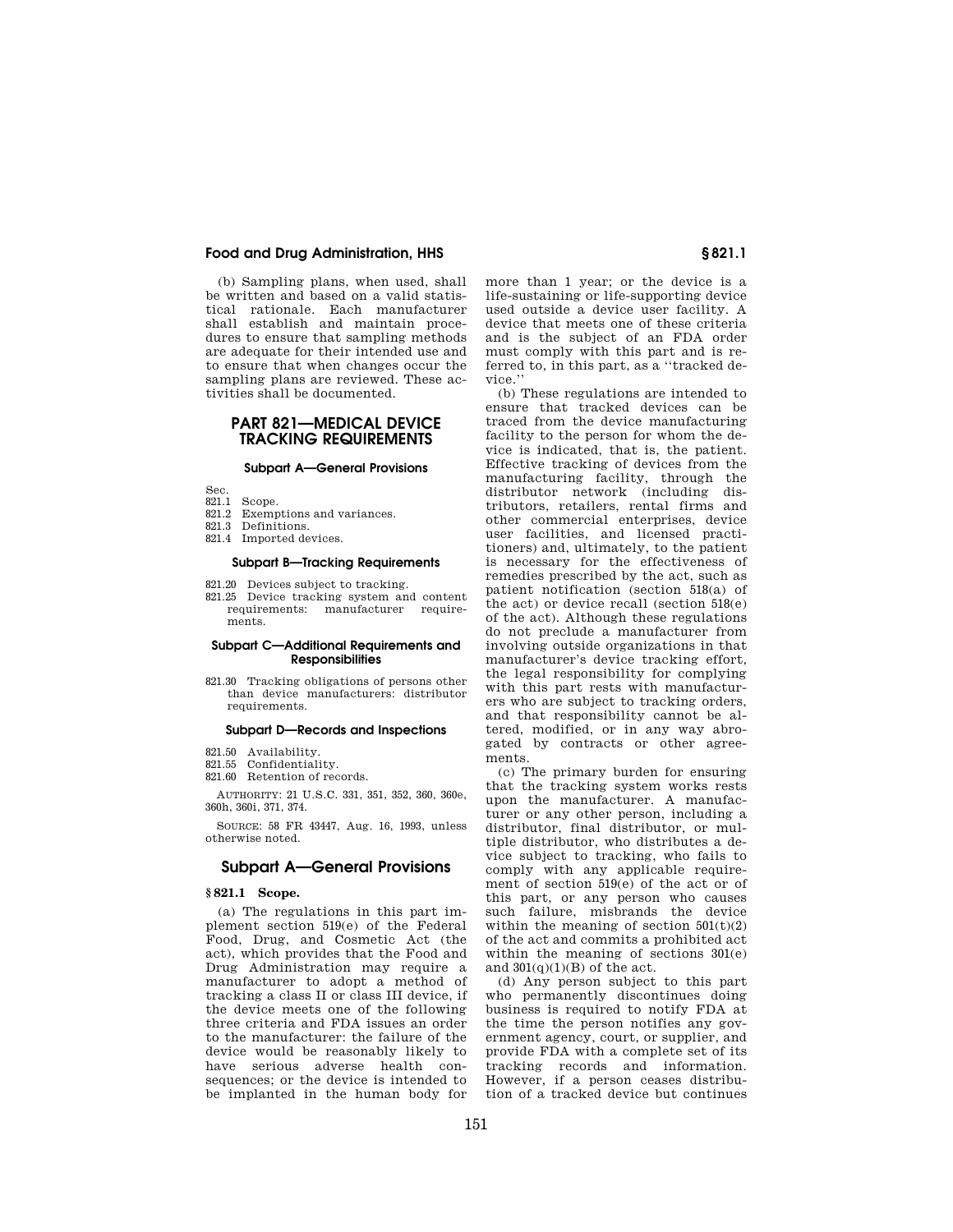(b) Sampling plans, when used, shall be written and based on a valid statistical rationale. Each manufacturer shall establish and maintain procedures to ensure that sampling methods are adequate for their intended use and to ensure that when changes occur the sampling plans are reviewed. These activities shall be documented.

## PART 821—MEDICAL DEVICE TRACKING REQUIREMENTS

### Subpart A—General Provisions

Sec.
821.1 Scope.
821.2 Exemptions and variances.
821.3 Definitions.
821.4 Imported devices.

### Subpart B—Tracking Requirements

821.20 Devices subject to tracking.
821.25 Device tracking system and content requirements: manufacturer requirements.

### Subpart C—Additional Requirements and Responsibilities

821.30 Tracking obligations of persons other than device manufacturers: distributor requirements.

### Subpart D—Records and Inspections

821.50 Availability.
821.55 Confidentiality.
821.60 Retention of records.

AUTHORITY: 21 U.S.C. 331, 351, 352, 360, 360e, 360h, 360i, 371, 374.

SOURCE: 58 FR 43447, Aug. 16, 1993, unless otherwise noted.

## Subpart A—General Provisions

### § 821.1 Scope.

(a) The regulations in this part implement section 519(e) of the Federal Food, Drug, and Cosmetic Act (the act), which provides that the Food and Drug Administration may require a manufacturer to adopt a method of tracking a class II or class III device, if the device meets one of the following three criteria and FDA issues an order to the manufacturer: the failure of the device would be reasonably likely to have serious adverse health consequences; or the device is intended to be implanted in the human body for more than 1 year; or the device is a life-sustaining or life-supporting device used outside a device user facility. A device that meets one of these criteria and is the subject of an FDA order must comply with this part and is referred to, in this part, as a "tracked device."

(b) These regulations are intended to ensure that tracked devices can be traced from the device manufacturing facility to the person for whom the device is indicated, that is, the patient. Effective tracking of devices from the manufacturing facility, through the distributor network (including distributors, retailers, rental firms and other commercial enterprises, device user facilities, and licensed practitioners) and, ultimately, to the patient is necessary for the effectiveness of remedies prescribed by the act, such as patient notification (section 518(a) of the act) or device recall (section 518(e) of the act). Although these regulations do not preclude a manufacturer from involving outside organizations in that manufacturer's device tracking effort, the legal responsibility for complying with this part rests with manufacturers who are subject to tracking orders, and that responsibility cannot be altered, modified, or in any way abrogated by contracts or other agreements.

(c) The primary burden for ensuring that the tracking system works rests upon the manufacturer. A manufacturer or any other person, including a distributor, final distributor, or multiple distributor, who distributes a device subject to tracking, who fails to comply with any applicable requirement of section 519(e) of the act or of this part, or any person who causes such failure, misbrands the device within the meaning of section 501(t)(2) of the act and commits a prohibited act within the meaning of sections 301(e) and 301(q)(1)(B) of the act.

(d) Any person subject to this part who permanently discontinues doing business is required to notify FDA at the time the person notifies any government agency, court, or supplier, and provide FDA with a complete set of its tracking records and information. However, if a person ceases distribution of a tracked device but continues